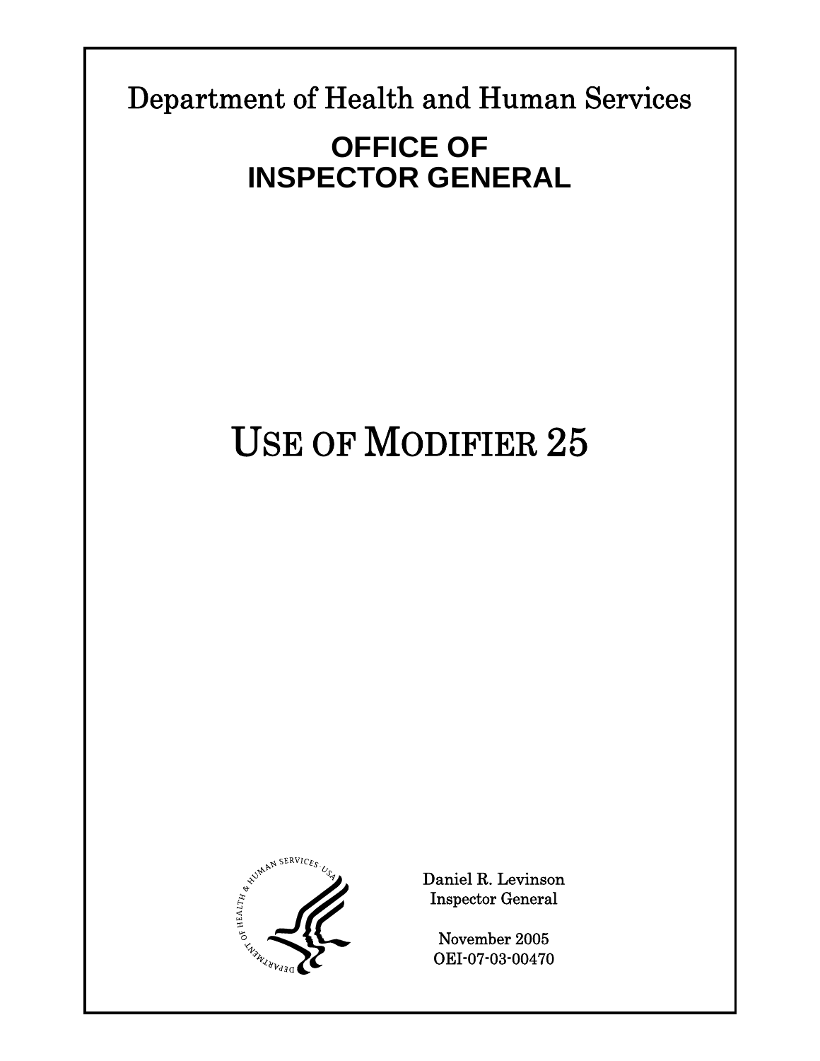Department of Health and Human Services

# OFFICE OF INSPECTOR GENERAL

# USE OF MODIFIER 25

Daniel R. Levinson
Inspector General

November 2005
OEI-07-03-00470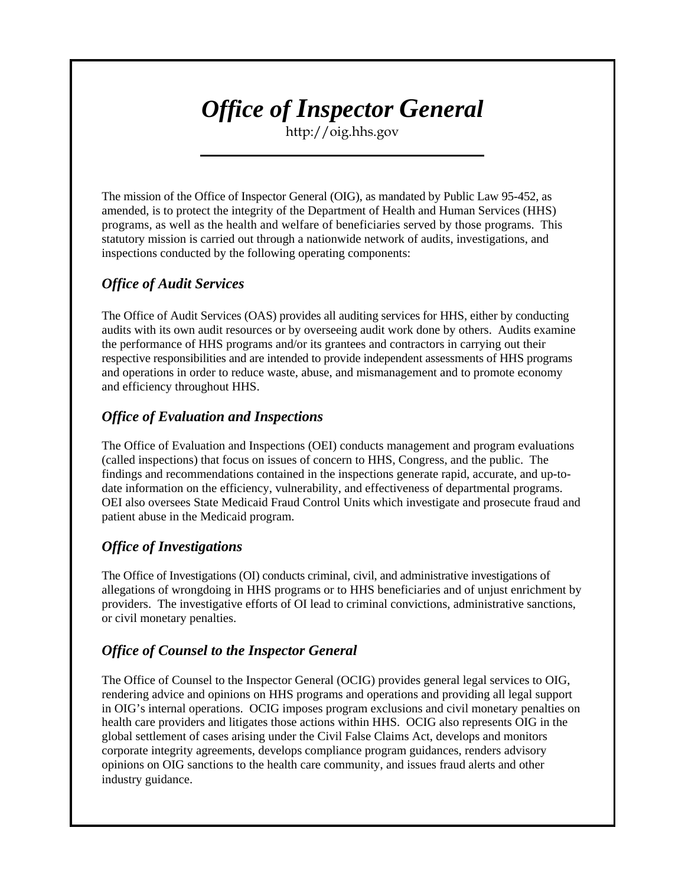# *Office of Inspector General*

http://oig.hhs.gov

The mission of the Office of Inspector General (OIG), as mandated by Public Law 95-452, as amended, is to protect the integrity of the Department of Health and Human Services (HHS) programs, as well as the health and welfare of beneficiaries served by those programs. This statutory mission is carried out through a nationwide network of audits, investigations, and inspections conducted by the following operating components:

## *Office of Audit Services*

The Office of Audit Services (OAS) provides all auditing services for HHS, either by conducting audits with its own audit resources or by overseeing audit work done by others. Audits examine the performance of HHS programs and/or its grantees and contractors in carrying out their respective responsibilities and are intended to provide independent assessments of HHS programs and operations in order to reduce waste, abuse, and mismanagement and to promote economy and efficiency throughout HHS.

## *Office of Evaluation and Inspections*

The Office of Evaluation and Inspections (OEI) conducts management and program evaluations (called inspections) that focus on issues of concern to HHS, Congress, and the public. The findings and recommendations contained in the inspections generate rapid, accurate, and up-to-date information on the efficiency, vulnerability, and effectiveness of departmental programs. OEI also oversees State Medicaid Fraud Control Units which investigate and prosecute fraud and patient abuse in the Medicaid program.

## *Office of Investigations*

The Office of Investigations (OI) conducts criminal, civil, and administrative investigations of allegations of wrongdoing in HHS programs or to HHS beneficiaries and of unjust enrichment by providers. The investigative efforts of OI lead to criminal convictions, administrative sanctions, or civil monetary penalties.

## *Office of Counsel to the Inspector General*

The Office of Counsel to the Inspector General (OCIG) provides general legal services to OIG, rendering advice and opinions on HHS programs and operations and providing all legal support in OIG's internal operations. OCIG imposes program exclusions and civil monetary penalties on health care providers and litigates those actions within HHS. OCIG also represents OIG in the global settlement of cases arising under the Civil False Claims Act, develops and monitors corporate integrity agreements, develops compliance program guidances, renders advisory opinions on OIG sanctions to the health care community, and issues fraud alerts and other industry guidance.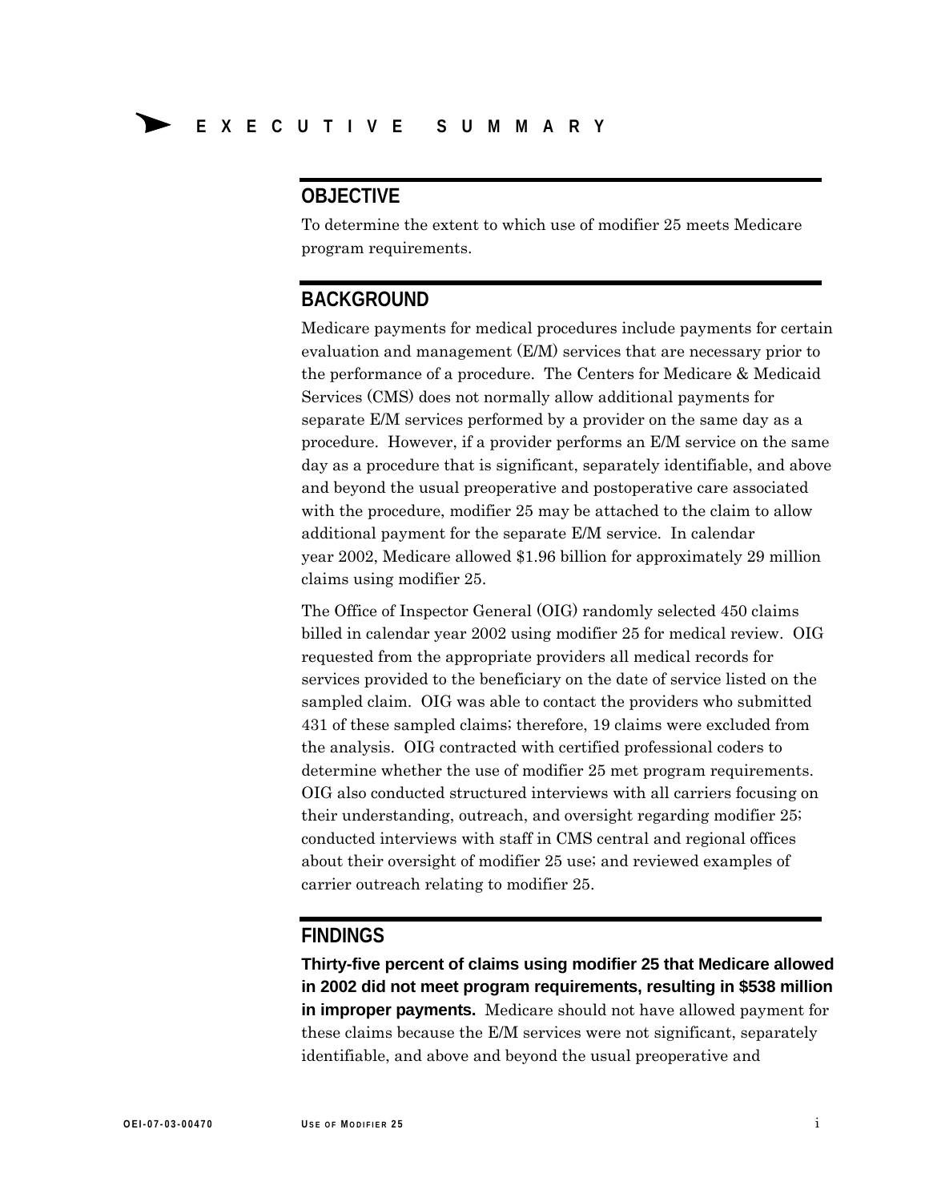# EXECUTIVE SUMMARY

## OBJECTIVE

To determine the extent to which use of modifier 25 meets Medicare program requirements.

## BACKGROUND

Medicare payments for medical procedures include payments for certain evaluation and management (E/M) services that are necessary prior to the performance of a procedure. The Centers for Medicare & Medicaid Services (CMS) does not normally allow additional payments for separate E/M services performed by a provider on the same day as a procedure. However, if a provider performs an E/M service on the same day as a procedure that is significant, separately identifiable, and above and beyond the usual preoperative and postoperative care associated with the procedure, modifier 25 may be attached to the claim to allow additional payment for the separate E/M service. In calendar year 2002, Medicare allowed $1.96 billion for approximately 29 million claims using modifier 25.

The Office of Inspector General (OIG) randomly selected 450 claims billed in calendar year 2002 using modifier 25 for medical review. OIG requested from the appropriate providers all medical records for services provided to the beneficiary on the date of service listed on the sampled claim. OIG was able to contact the providers who submitted 431 of these sampled claims; therefore, 19 claims were excluded from the analysis. OIG contracted with certified professional coders to determine whether the use of modifier 25 met program requirements. OIG also conducted structured interviews with all carriers focusing on their understanding, outreach, and oversight regarding modifier 25; conducted interviews with staff in CMS central and regional offices about their oversight of modifier 25 use; and reviewed examples of carrier outreach relating to modifier 25.

## FINDINGS

**Thirty-five percent of claims using modifier 25 that Medicare allowed in 2002 did not meet program requirements, resulting in $538 million in improper payments.** Medicare should not have allowed payment for these claims because the E/M services were not significant, separately identifiable, and above and beyond the usual preoperative and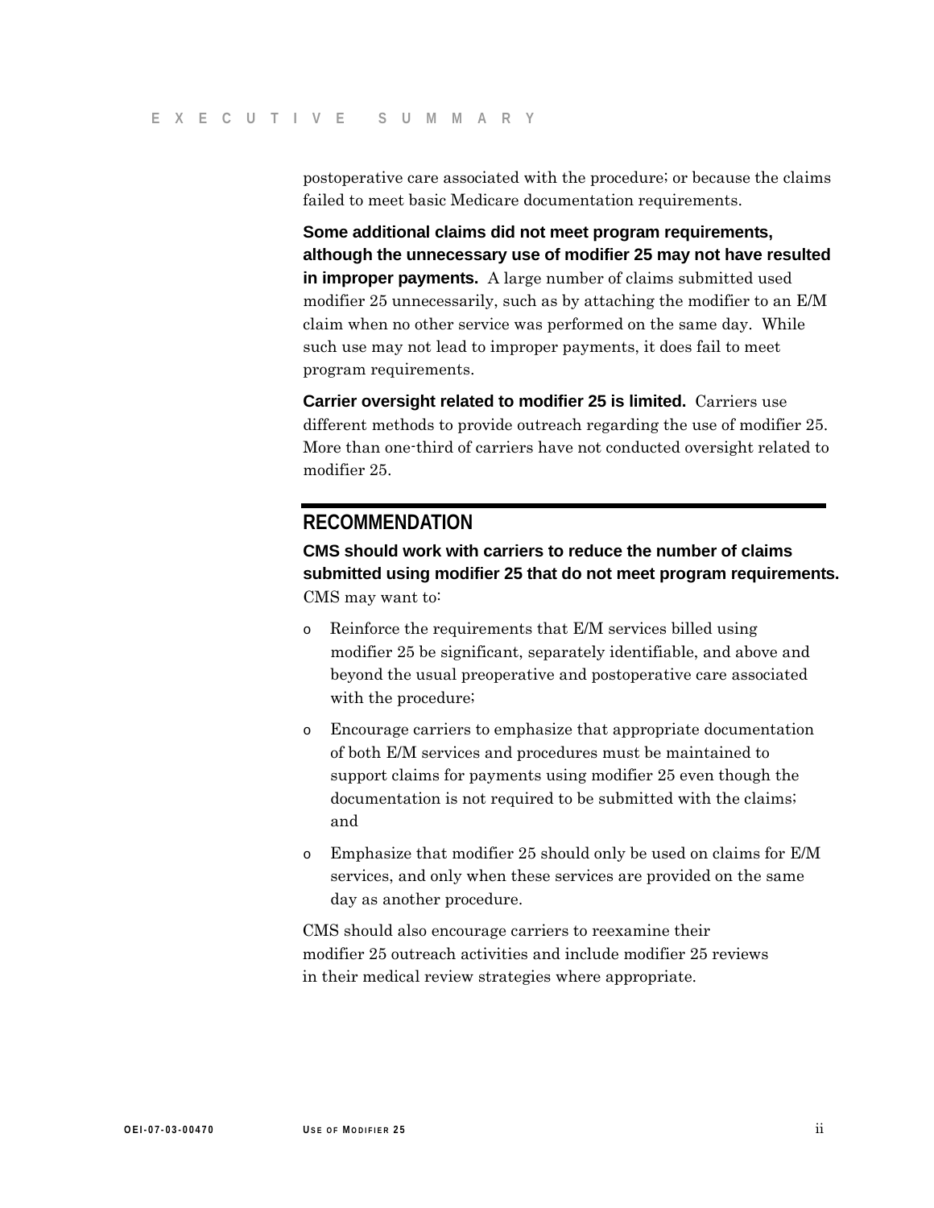postoperative care associated with the procedure; or because the claims failed to meet basic Medicare documentation requirements.

**Some additional claims did not meet program requirements, although the unnecessary use of modifier 25 may not have resulted in improper payments.** A large number of claims submitted used modifier 25 unnecessarily, such as by attaching the modifier to an E/M claim when no other service was performed on the same day. While such use may not lead to improper payments, it does fail to meet program requirements.

**Carrier oversight related to modifier 25 is limited.** Carriers use different methods to provide outreach regarding the use of modifier 25. More than one-third of carriers have not conducted oversight related to modifier 25.

## RECOMMENDATION

**CMS should work with carriers to reduce the number of claims submitted using modifier 25 that do not meet program requirements.** CMS may want to:

- Reinforce the requirements that E/M services billed using modifier 25 be significant, separately identifiable, and above and beyond the usual preoperative and postoperative care associated with the procedure;
- Encourage carriers to emphasize that appropriate documentation of both E/M services and procedures must be maintained to support claims for payments using modifier 25 even though the documentation is not required to be submitted with the claims; and
- Emphasize that modifier 25 should only be used on claims for E/M services, and only when these services are provided on the same day as another procedure.

CMS should also encourage carriers to reexamine their modifier 25 outreach activities and include modifier 25 reviews in their medical review strategies where appropriate.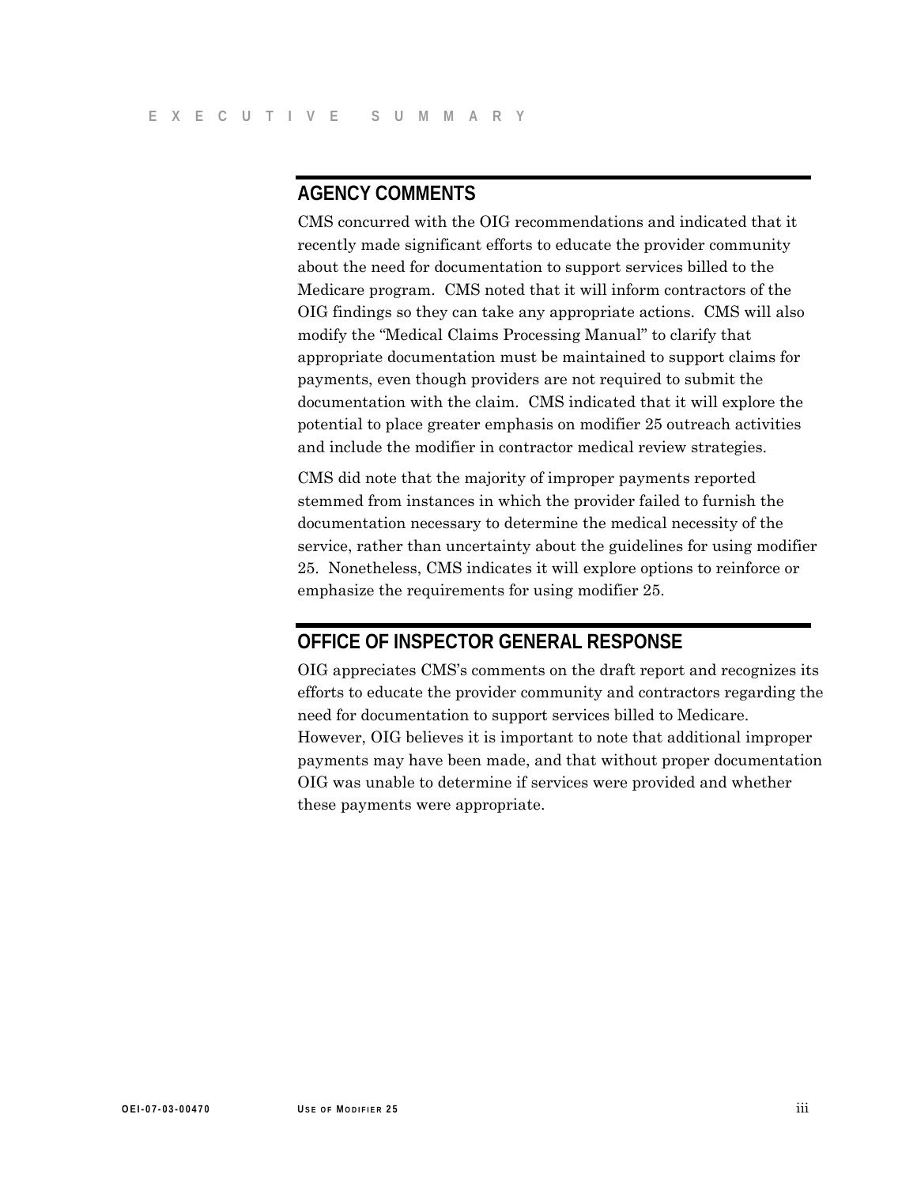## AGENCY COMMENTS

CMS concurred with the OIG recommendations and indicated that it recently made significant efforts to educate the provider community about the need for documentation to support services billed to the Medicare program. CMS noted that it will inform contractors of the OIG findings so they can take any appropriate actions. CMS will also modify the "Medical Claims Processing Manual" to clarify that appropriate documentation must be maintained to support claims for payments, even though providers are not required to submit the documentation with the claim. CMS indicated that it will explore the potential to place greater emphasis on modifier 25 outreach activities and include the modifier in contractor medical review strategies.

CMS did note that the majority of improper payments reported stemmed from instances in which the provider failed to furnish the documentation necessary to determine the medical necessity of the service, rather than uncertainty about the guidelines for using modifier 25. Nonetheless, CMS indicates it will explore options to reinforce or emphasize the requirements for using modifier 25.

## OFFICE OF INSPECTOR GENERAL RESPONSE

OIG appreciates CMS's comments on the draft report and recognizes its efforts to educate the provider community and contractors regarding the need for documentation to support services billed to Medicare. However, OIG believes it is important to note that additional improper payments may have been made, and that without proper documentation OIG was unable to determine if services were provided and whether these payments were appropriate.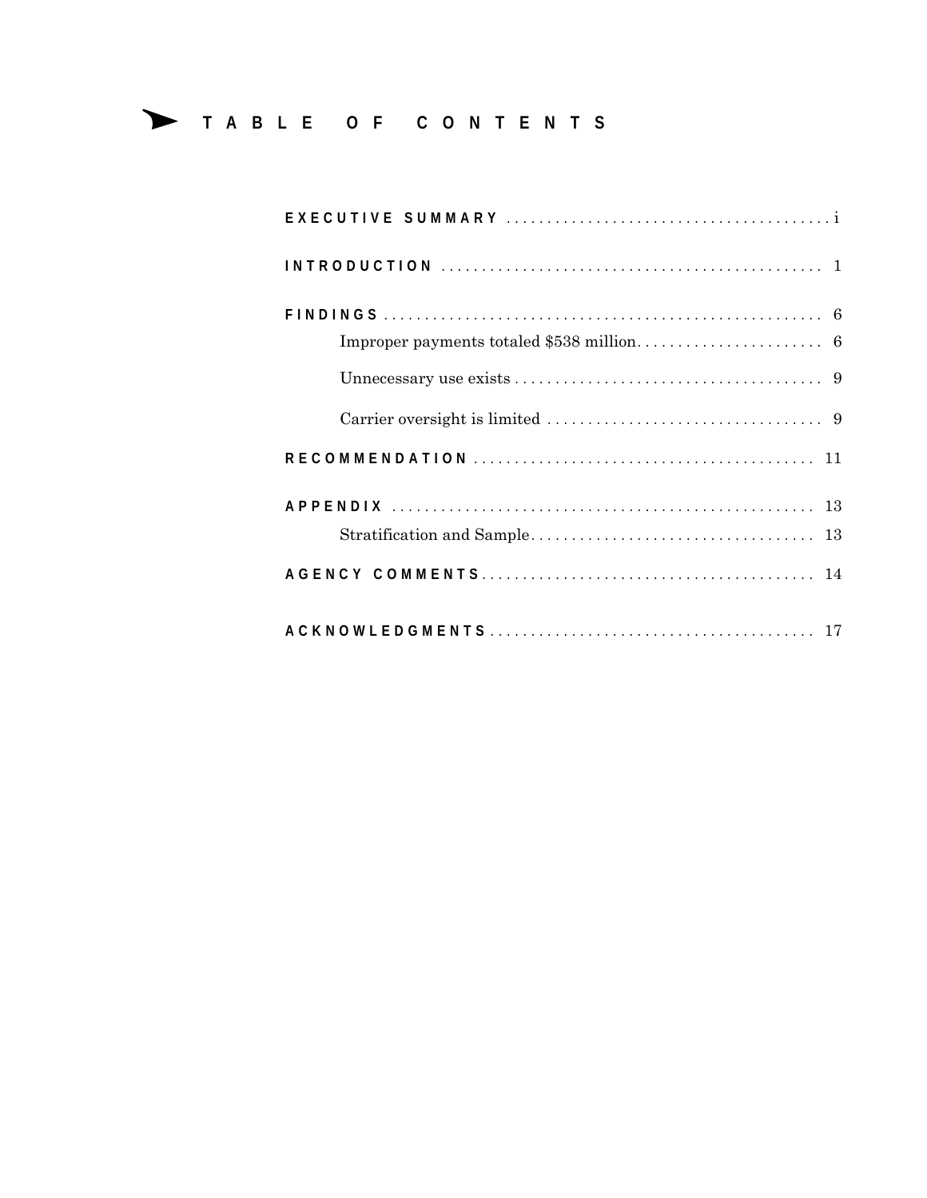# TABLE OF CONTENTS

**EXECUTIVE SUMMARY** . . . . . . . . . . . . . . . . . . . . . . . . . . . . . . . . . . . . . . . i

**INTRODUCTION** . . . . . . . . . . . . . . . . . . . . . . . . . . . . . . . . . . . . . . . . . . . . . 1

**FINDINGS** . . . . . . . . . . . . . . . . . . . . . . . . . . . . . . . . . . . . . . . . . . . . . . . . . . . 6

- Improper payments totaled $538 million. . . . . . . . . . . . . . . . . . . . . . . 6
- Unnecessary use exists . . . . . . . . . . . . . . . . . . . . . . . . . . . . . . . . . . . . . 9
- Carrier oversight is limited . . . . . . . . . . . . . . . . . . . . . . . . . . . . . . . . . 9

**RECOMMENDATION** . . . . . . . . . . . . . . . . . . . . . . . . . . . . . . . . . . . . . . . . . 11

**APPENDIX** . . . . . . . . . . . . . . . . . . . . . . . . . . . . . . . . . . . . . . . . . . . . . . . . . . . 13

- Stratification and Sample. . . . . . . . . . . . . . . . . . . . . . . . . . . . . . . . . . . 13

**AGENCY COMMENTS**. . . . . . . . . . . . . . . . . . . . . . . . . . . . . . . . . . . . . . . . 14

**ACKNOWLEDGMENTS** . . . . . . . . . . . . . . . . . . . . . . . . . . . . . . . . . . . . . . 17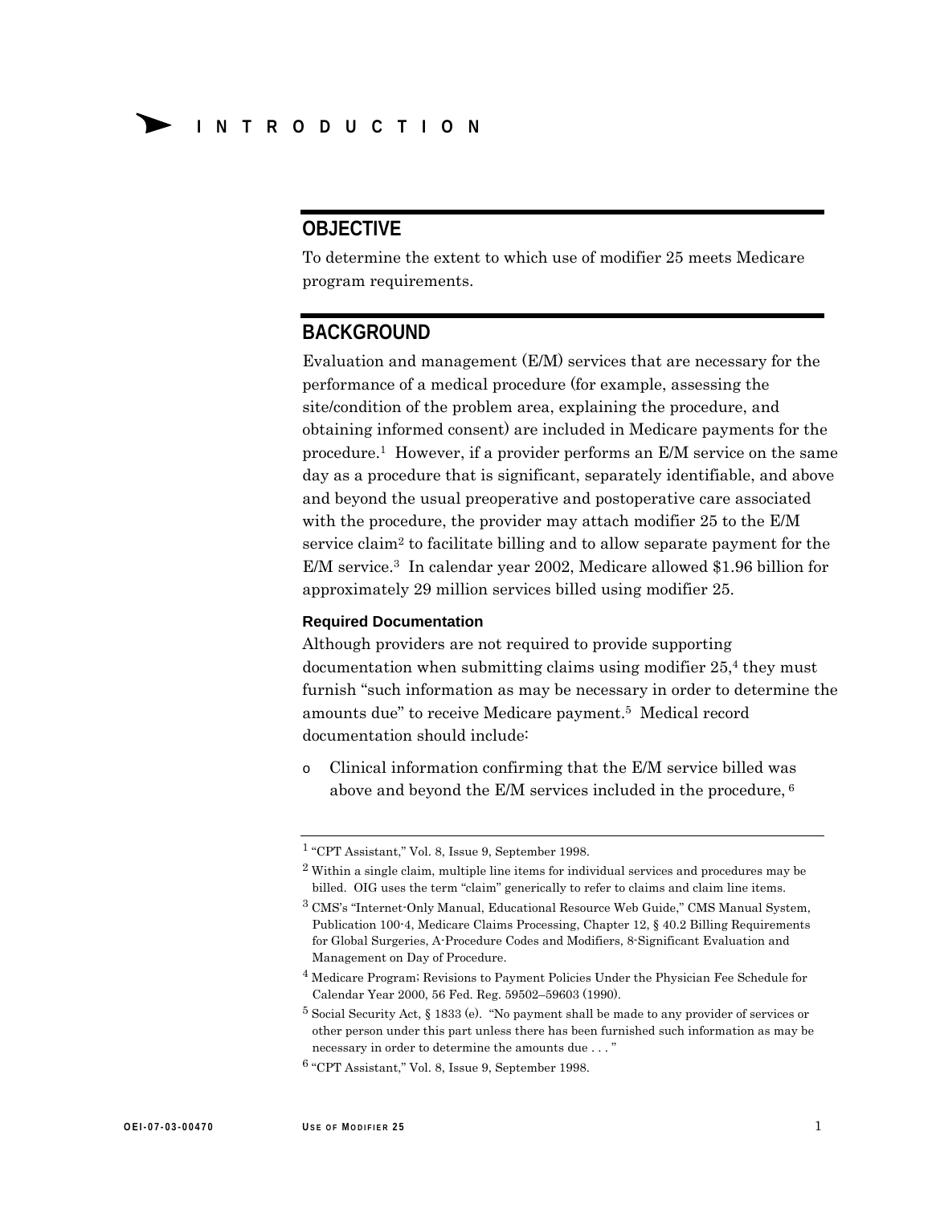# INTRODUCTION

## OBJECTIVE

To determine the extent to which use of modifier 25 meets Medicare program requirements.

## BACKGROUND

Evaluation and management (E/M) services that are necessary for the performance of a medical procedure (for example, assessing the site/condition of the problem area, explaining the procedure, and obtaining informed consent) are included in Medicare payments for the procedure.[1] However, if a provider performs an E/M service on the same day as a procedure that is significant, separately identifiable, and above and beyond the usual preoperative and postoperative care associated with the procedure, the provider may attach modifier 25 to the E/M service claim[2] to facilitate billing and to allow separate payment for the E/M service.[3] In calendar year 2002, Medicare allowed $1.96 billion for approximately 29 million services billed using modifier 25.

### Required Documentation

Although providers are not required to provide supporting documentation when submitting claims using modifier 25,[4] they must furnish "such information as may be necessary in order to determine the amounts due" to receive Medicare payment.[5] Medical record documentation should include:

- Clinical information confirming that the E/M service billed was above and beyond the E/M services included in the procedure, [6]

---

[1] "CPT Assistant," Vol. 8, Issue 9, September 1998.

[2] Within a single claim, multiple line items for individual services and procedures may be billed. OIG uses the term "claim" generically to refer to claims and claim line items.

[3] CMS's "Internet-Only Manual, Educational Resource Web Guide," CMS Manual System, Publication 100-4, Medicare Claims Processing, Chapter 12, § 40.2 Billing Requirements for Global Surgeries, A-Procedure Codes and Modifiers, 8-Significant Evaluation and Management on Day of Procedure.

[4] Medicare Program; Revisions to Payment Policies Under the Physician Fee Schedule for Calendar Year 2000, 56 Fed. Reg. 59502–59603 (1990).

[5] Social Security Act, § 1833 (e). "No payment shall be made to any provider of services or other person under this part unless there has been furnished such information as may be necessary in order to determine the amounts due . . . "

[6] "CPT Assistant," Vol. 8, Issue 9, September 1998.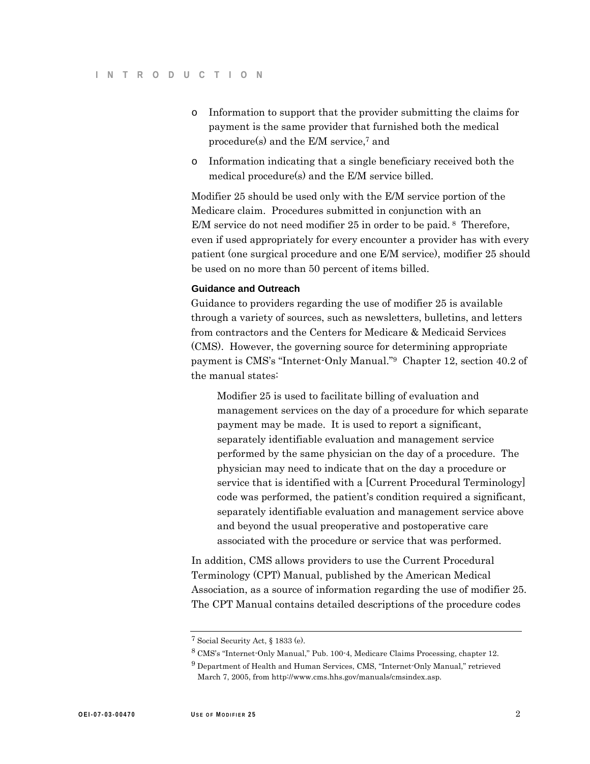- Information to support that the provider submitting the claims for payment is the same provider that furnished both the medical procedure(s) and the E/M service,[7] and
- Information indicating that a single beneficiary received both the medical procedure(s) and the E/M service billed.

Modifier 25 should be used only with the E/M service portion of the Medicare claim. Procedures submitted in conjunction with an E/M service do not need modifier 25 in order to be paid.[8] Therefore, even if used appropriately for every encounter a provider has with every patient (one surgical procedure and one E/M service), modifier 25 should be used on no more than 50 percent of items billed.

**Guidance and Outreach**

Guidance to providers regarding the use of modifier 25 is available through a variety of sources, such as newsletters, bulletins, and letters from contractors and the Centers for Medicare & Medicaid Services (CMS). However, the governing source for determining appropriate payment is CMS's "Internet-Only Manual."[9] Chapter 12, section 40.2 of the manual states:

> Modifier 25 is used to facilitate billing of evaluation and management services on the day of a procedure for which separate payment may be made. It is used to report a significant, separately identifiable evaluation and management service performed by the same physician on the day of a procedure. The physician may need to indicate that on the day a procedure or service that is identified with a [Current Procedural Terminology] code was performed, the patient's condition required a significant, separately identifiable evaluation and management service above and beyond the usual preoperative and postoperative care associated with the procedure or service that was performed.

In addition, CMS allows providers to use the Current Procedural Terminology (CPT) Manual, published by the American Medical Association, as a source of information regarding the use of modifier 25. The CPT Manual contains detailed descriptions of the procedure codes

---

[7] Social Security Act, § 1833 (e).

[8] CMS's "Internet-Only Manual," Pub. 100-4, Medicare Claims Processing, chapter 12.

[9] Department of Health and Human Services, CMS, "Internet-Only Manual," retrieved March 7, 2005, from http://www.cms.hhs.gov/manuals/cmsindex.asp.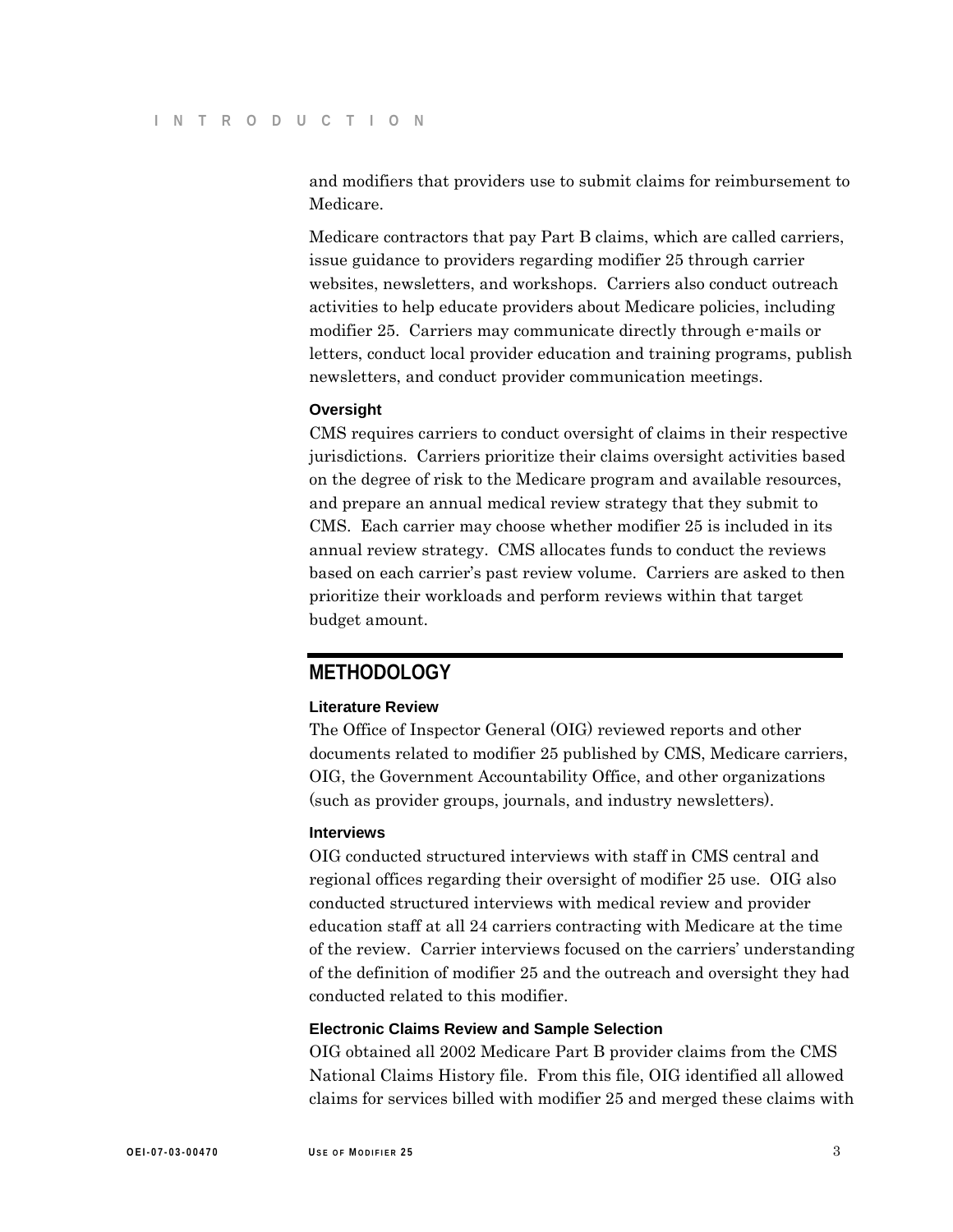and modifiers that providers use to submit claims for reimbursement to Medicare.

Medicare contractors that pay Part B claims, which are called carriers, issue guidance to providers regarding modifier 25 through carrier websites, newsletters, and workshops. Carriers also conduct outreach activities to help educate providers about Medicare policies, including modifier 25. Carriers may communicate directly through e-mails or letters, conduct local provider education and training programs, publish newsletters, and conduct provider communication meetings.

### Oversight

CMS requires carriers to conduct oversight of claims in their respective jurisdictions. Carriers prioritize their claims oversight activities based on the degree of risk to the Medicare program and available resources, and prepare an annual medical review strategy that they submit to CMS. Each carrier may choose whether modifier 25 is included in its annual review strategy. CMS allocates funds to conduct the reviews based on each carrier's past review volume. Carriers are asked to then prioritize their workloads and perform reviews within that target budget amount.

## METHODOLOGY

### Literature Review

The Office of Inspector General (OIG) reviewed reports and other documents related to modifier 25 published by CMS, Medicare carriers, OIG, the Government Accountability Office, and other organizations (such as provider groups, journals, and industry newsletters).

### Interviews

OIG conducted structured interviews with staff in CMS central and regional offices regarding their oversight of modifier 25 use. OIG also conducted structured interviews with medical review and provider education staff at all 24 carriers contracting with Medicare at the time of the review. Carrier interviews focused on the carriers' understanding of the definition of modifier 25 and the outreach and oversight they had conducted related to this modifier.

### Electronic Claims Review and Sample Selection

OIG obtained all 2002 Medicare Part B provider claims from the CMS National Claims History file. From this file, OIG identified all allowed claims for services billed with modifier 25 and merged these claims with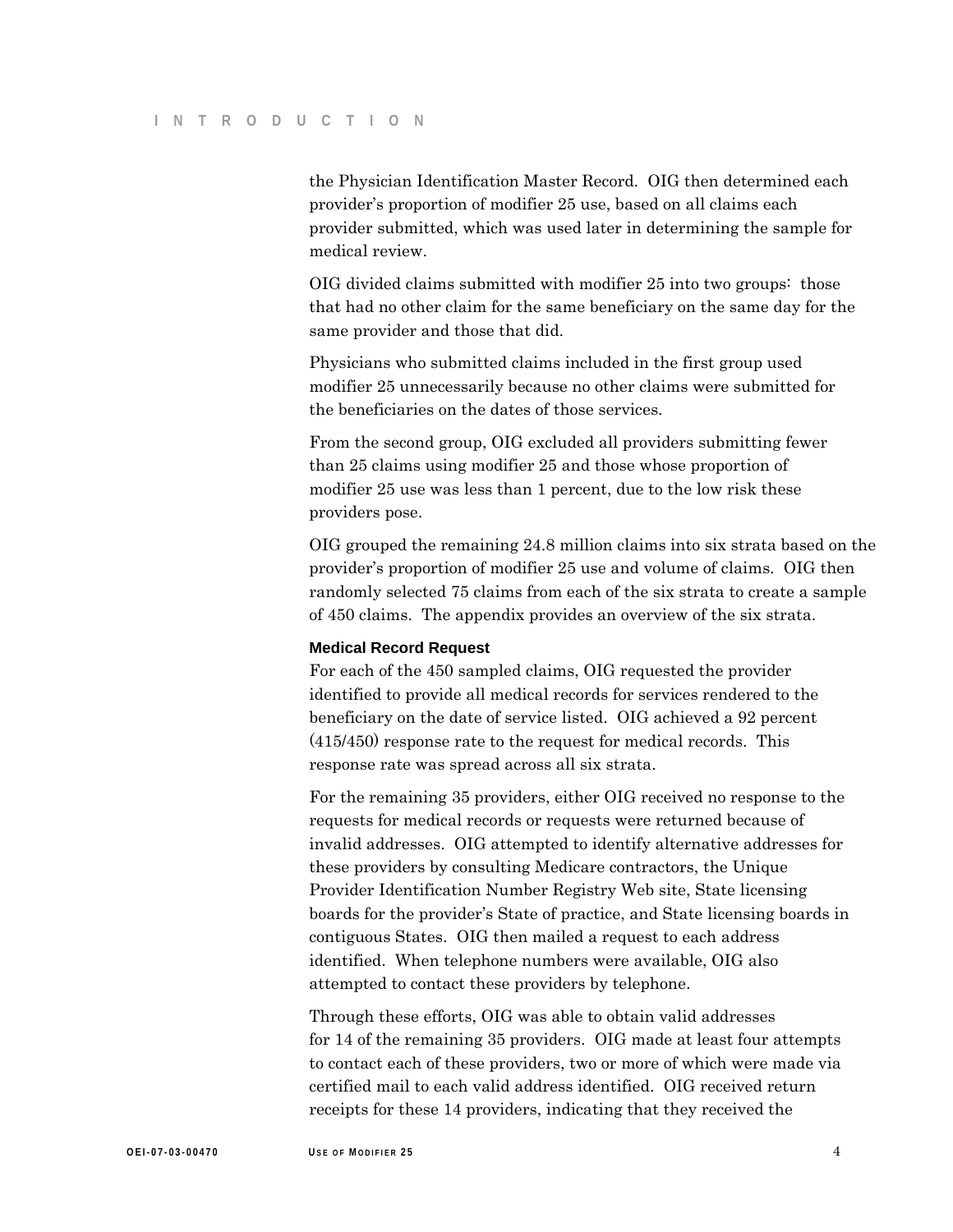the Physician Identification Master Record. OIG then determined each provider's proportion of modifier 25 use, based on all claims each provider submitted, which was used later in determining the sample for medical review.

OIG divided claims submitted with modifier 25 into two groups: those that had no other claim for the same beneficiary on the same day for the same provider and those that did.

Physicians who submitted claims included in the first group used modifier 25 unnecessarily because no other claims were submitted for the beneficiaries on the dates of those services.

From the second group, OIG excluded all providers submitting fewer than 25 claims using modifier 25 and those whose proportion of modifier 25 use was less than 1 percent, due to the low risk these providers pose.

OIG grouped the remaining 24.8 million claims into six strata based on the provider's proportion of modifier 25 use and volume of claims. OIG then randomly selected 75 claims from each of the six strata to create a sample of 450 claims. The appendix provides an overview of the six strata.

**Medical Record Request**

For each of the 450 sampled claims, OIG requested the provider identified to provide all medical records for services rendered to the beneficiary on the date of service listed. OIG achieved a 92 percent (415/450) response rate to the request for medical records. This response rate was spread across all six strata.

For the remaining 35 providers, either OIG received no response to the requests for medical records or requests were returned because of invalid addresses. OIG attempted to identify alternative addresses for these providers by consulting Medicare contractors, the Unique Provider Identification Number Registry Web site, State licensing boards for the provider's State of practice, and State licensing boards in contiguous States. OIG then mailed a request to each address identified. When telephone numbers were available, OIG also attempted to contact these providers by telephone.

Through these efforts, OIG was able to obtain valid addresses for 14 of the remaining 35 providers. OIG made at least four attempts to contact each of these providers, two or more of which were made via certified mail to each valid address identified. OIG received return receipts for these 14 providers, indicating that they received the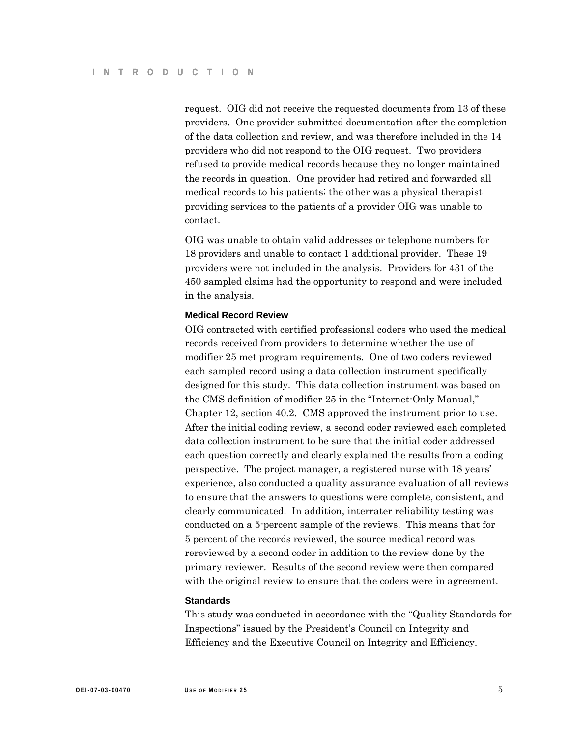request. OIG did not receive the requested documents from 13 of these providers. One provider submitted documentation after the completion of the data collection and review, and was therefore included in the 14 providers who did not respond to the OIG request. Two providers refused to provide medical records because they no longer maintained the records in question. One provider had retired and forwarded all medical records to his patients; the other was a physical therapist providing services to the patients of a provider OIG was unable to contact.

OIG was unable to obtain valid addresses or telephone numbers for 18 providers and unable to contact 1 additional provider. These 19 providers were not included in the analysis. Providers for 431 of the 450 sampled claims had the opportunity to respond and were included in the analysis.

### Medical Record Review

OIG contracted with certified professional coders who used the medical records received from providers to determine whether the use of modifier 25 met program requirements. One of two coders reviewed each sampled record using a data collection instrument specifically designed for this study. This data collection instrument was based on the CMS definition of modifier 25 in the "Internet-Only Manual," Chapter 12, section 40.2. CMS approved the instrument prior to use. After the initial coding review, a second coder reviewed each completed data collection instrument to be sure that the initial coder addressed each question correctly and clearly explained the results from a coding perspective. The project manager, a registered nurse with 18 years' experience, also conducted a quality assurance evaluation of all reviews to ensure that the answers to questions were complete, consistent, and clearly communicated. In addition, interrater reliability testing was conducted on a 5-percent sample of the reviews. This means that for 5 percent of the records reviewed, the source medical record was rereviewed by a second coder in addition to the review done by the primary reviewer. Results of the second review were then compared with the original review to ensure that the coders were in agreement.

### Standards

This study was conducted in accordance with the "Quality Standards for Inspections" issued by the President's Council on Integrity and Efficiency and the Executive Council on Integrity and Efficiency.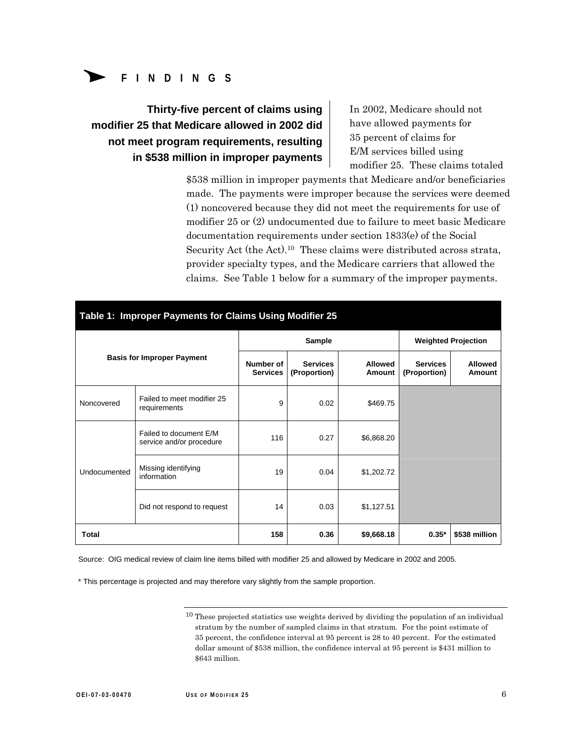# FINDINGS

## Thirty-five percent of claims using modifier 25 that Medicare allowed in 2002 did not meet program requirements, resulting in $538 million in improper payments

In 2002, Medicare should not have allowed payments for 35 percent of claims for E/M services billed using modifier 25. These claims totaled $538 million in improper payments that Medicare and/or beneficiaries made. The payments were improper because the services were deemed (1) noncovered because they did not meet the requirements for use of modifier 25 or (2) undocumented due to failure to meet basic Medicare documentation requirements under section 1833(e) of the Social Security Act (the Act).[10] These claims were distributed across strata, provider specialty types, and the Medicare carriers that allowed the claims. See Table 1 below for a summary of the improper payments.

**Table 1: Improper Payments for Claims Using Modifier 25**

| Basis for Improper Payment | | Sample | | | Weighted Projection | |
|---|---|---|---|---|---|---|
| | | Number of Services | Services (Proportion) | Allowed Amount | Services (Proportion) | Allowed Amount |
| Noncovered | Failed to meet modifier 25 requirements | 9 | 0.02 | $469.75 | | |
| Undocumented | Failed to document E/M service and/or procedure | 116 | 0.27 | $6,868.20 | | |
| | Missing identifying information | 19 | 0.04 | $1,202.72 | | |
| | Did not respond to request | 14 | 0.03 | $1,127.51 | | |
| **Total** | | **158** | **0.36** | **$9,668.18** | **0.35*** | **$538 million** |

Source: OIG medical review of claim line items billed with modifier 25 and allowed by Medicare in 2002 and 2005.

* This percentage is projected and may therefore vary slightly from the sample proportion.

---

[10] These projected statistics use weights derived by dividing the population of an individual stratum by the number of sampled claims in that stratum. For the point estimate of 35 percent, the confidence interval at 95 percent is 28 to 40 percent. For the estimated dollar amount of $538 million, the confidence interval at 95 percent is $431 million to $643 million.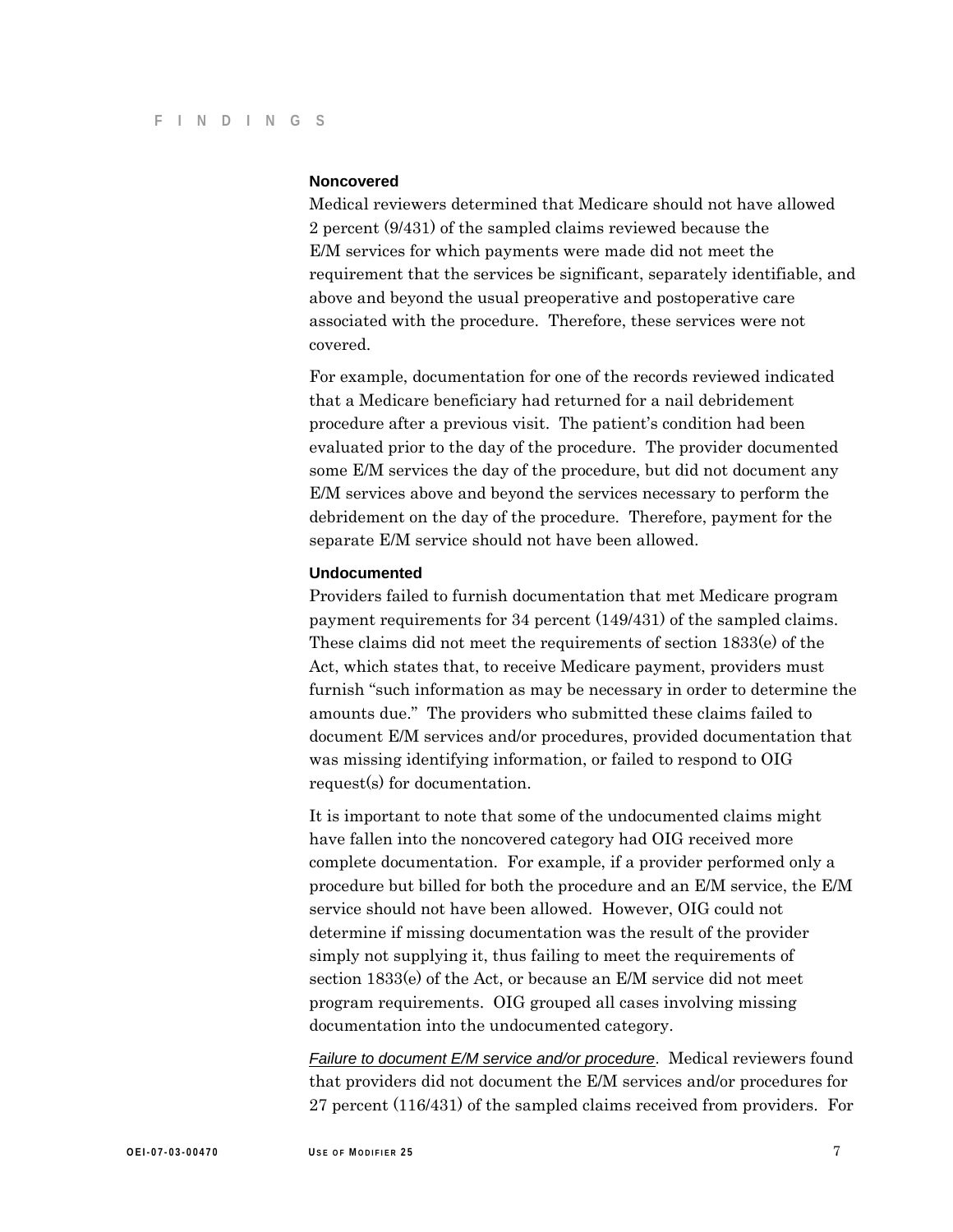### Noncovered

Medical reviewers determined that Medicare should not have allowed 2 percent (9/431) of the sampled claims reviewed because the E/M services for which payments were made did not meet the requirement that the services be significant, separately identifiable, and above and beyond the usual preoperative and postoperative care associated with the procedure. Therefore, these services were not covered.

For example, documentation for one of the records reviewed indicated that a Medicare beneficiary had returned for a nail debridement procedure after a previous visit. The patient's condition had been evaluated prior to the day of the procedure. The provider documented some E/M services the day of the procedure, but did not document any E/M services above and beyond the services necessary to perform the debridement on the day of the procedure. Therefore, payment for the separate E/M service should not have been allowed.

### Undocumented

Providers failed to furnish documentation that met Medicare program payment requirements for 34 percent (149/431) of the sampled claims. These claims did not meet the requirements of section 1833(e) of the Act, which states that, to receive Medicare payment, providers must furnish "such information as may be necessary in order to determine the amounts due." The providers who submitted these claims failed to document E/M services and/or procedures, provided documentation that was missing identifying information, or failed to respond to OIG request(s) for documentation.

It is important to note that some of the undocumented claims might have fallen into the noncovered category had OIG received more complete documentation. For example, if a provider performed only a procedure but billed for both the procedure and an E/M service, the E/M service should not have been allowed. However, OIG could not determine if missing documentation was the result of the provider simply not supplying it, thus failing to meet the requirements of section 1833(e) of the Act, or because an E/M service did not meet program requirements. OIG grouped all cases involving missing documentation into the undocumented category.

*Failure to document E/M service and/or procedure*. Medical reviewers found that providers did not document the E/M services and/or procedures for 27 percent (116/431) of the sampled claims received from providers. For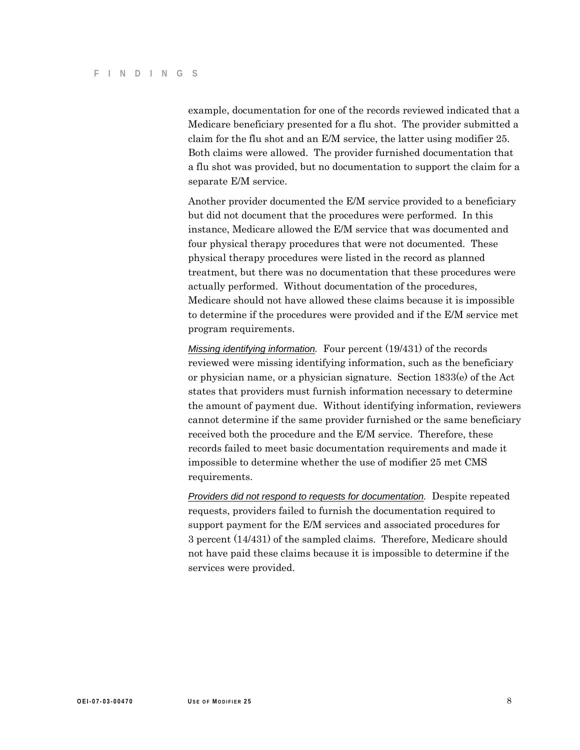example, documentation for one of the records reviewed indicated that a Medicare beneficiary presented for a flu shot. The provider submitted a claim for the flu shot and an E/M service, the latter using modifier 25. Both claims were allowed. The provider furnished documentation that a flu shot was provided, but no documentation to support the claim for a separate E/M service.

Another provider documented the E/M service provided to a beneficiary but did not document that the procedures were performed. In this instance, Medicare allowed the E/M service that was documented and four physical therapy procedures that were not documented. These physical therapy procedures were listed in the record as planned treatment, but there was no documentation that these procedures were actually performed. Without documentation of the procedures, Medicare should not have allowed these claims because it is impossible to determine if the procedures were provided and if the E/M service met program requirements.

*Missing identifying information.* Four percent (19/431) of the records reviewed were missing identifying information, such as the beneficiary or physician name, or a physician signature. Section 1833(e) of the Act states that providers must furnish information necessary to determine the amount of payment due. Without identifying information, reviewers cannot determine if the same provider furnished or the same beneficiary received both the procedure and the E/M service. Therefore, these records failed to meet basic documentation requirements and made it impossible to determine whether the use of modifier 25 met CMS requirements.

*Providers did not respond to requests for documentation.* Despite repeated requests, providers failed to furnish the documentation required to support payment for the E/M services and associated procedures for 3 percent (14/431) of the sampled claims. Therefore, Medicare should not have paid these claims because it is impossible to determine if the services were provided.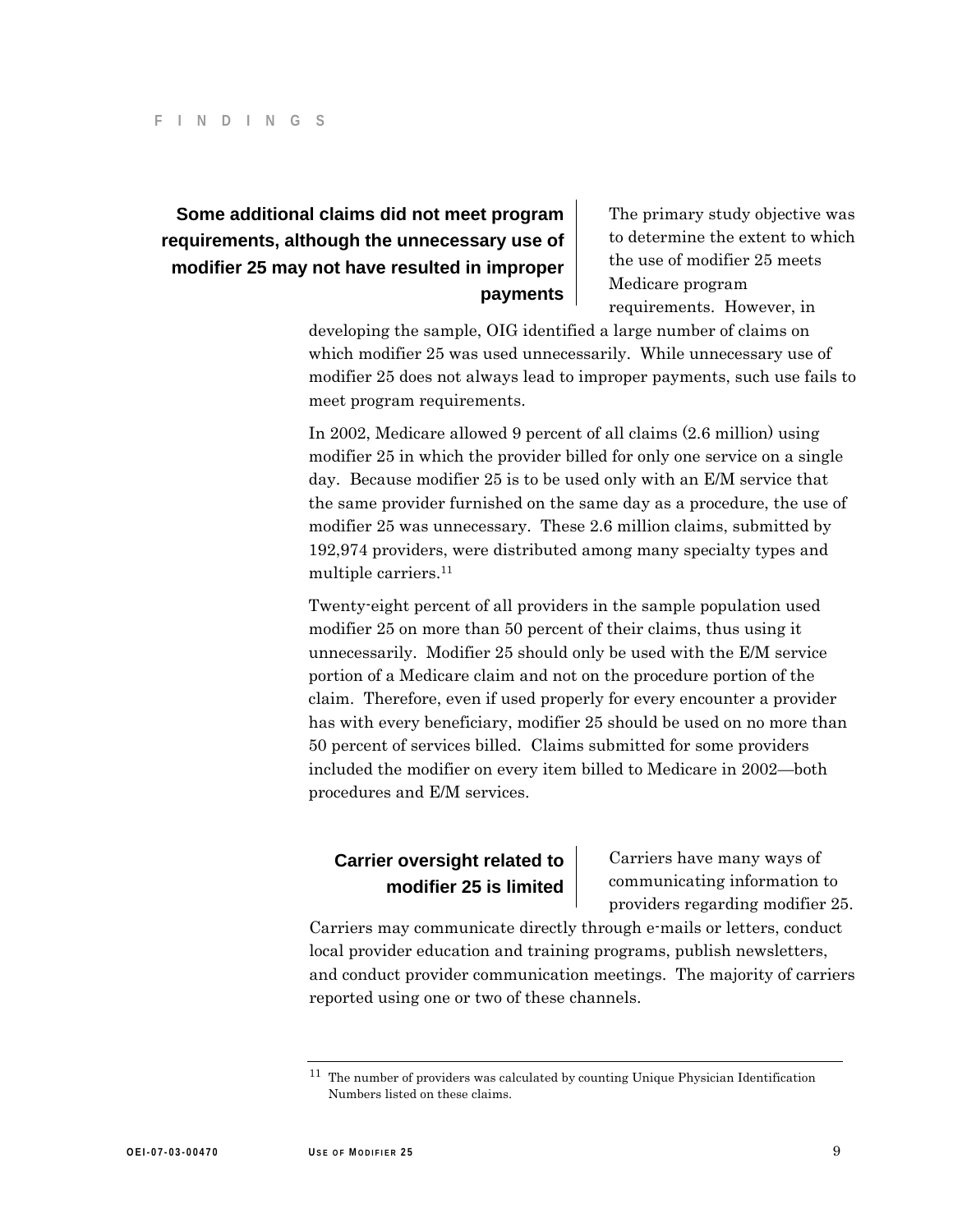## Some additional claims did not meet program requirements, although the unnecessary use of modifier 25 may not have resulted in improper payments

The primary study objective was to determine the extent to which the use of modifier 25 meets Medicare program requirements. However, in developing the sample, OIG identified a large number of claims on which modifier 25 was used unnecessarily. While unnecessary use of modifier 25 does not always lead to improper payments, such use fails to meet program requirements.

In 2002, Medicare allowed 9 percent of all claims (2.6 million) using modifier 25 in which the provider billed for only one service on a single day. Because modifier 25 is to be used only with an E/M service that the same provider furnished on the same day as a procedure, the use of modifier 25 was unnecessary. These 2.6 million claims, submitted by 192,974 providers, were distributed among many specialty types and multiple carriers.[11]

Twenty-eight percent of all providers in the sample population used modifier 25 on more than 50 percent of their claims, thus using it unnecessarily. Modifier 25 should only be used with the E/M service portion of a Medicare claim and not on the procedure portion of the claim. Therefore, even if used properly for every encounter a provider has with every beneficiary, modifier 25 should be used on no more than 50 percent of services billed. Claims submitted for some providers included the modifier on every item billed to Medicare in 2002—both procedures and E/M services.

## Carrier oversight related to modifier 25 is limited

Carriers have many ways of communicating information to providers regarding modifier 25. Carriers may communicate directly through e-mails or letters, conduct local provider education and training programs, publish newsletters, and conduct provider communication meetings. The majority of carriers reported using one or two of these channels.

[11] The number of providers was calculated by counting Unique Physician Identification Numbers listed on these claims.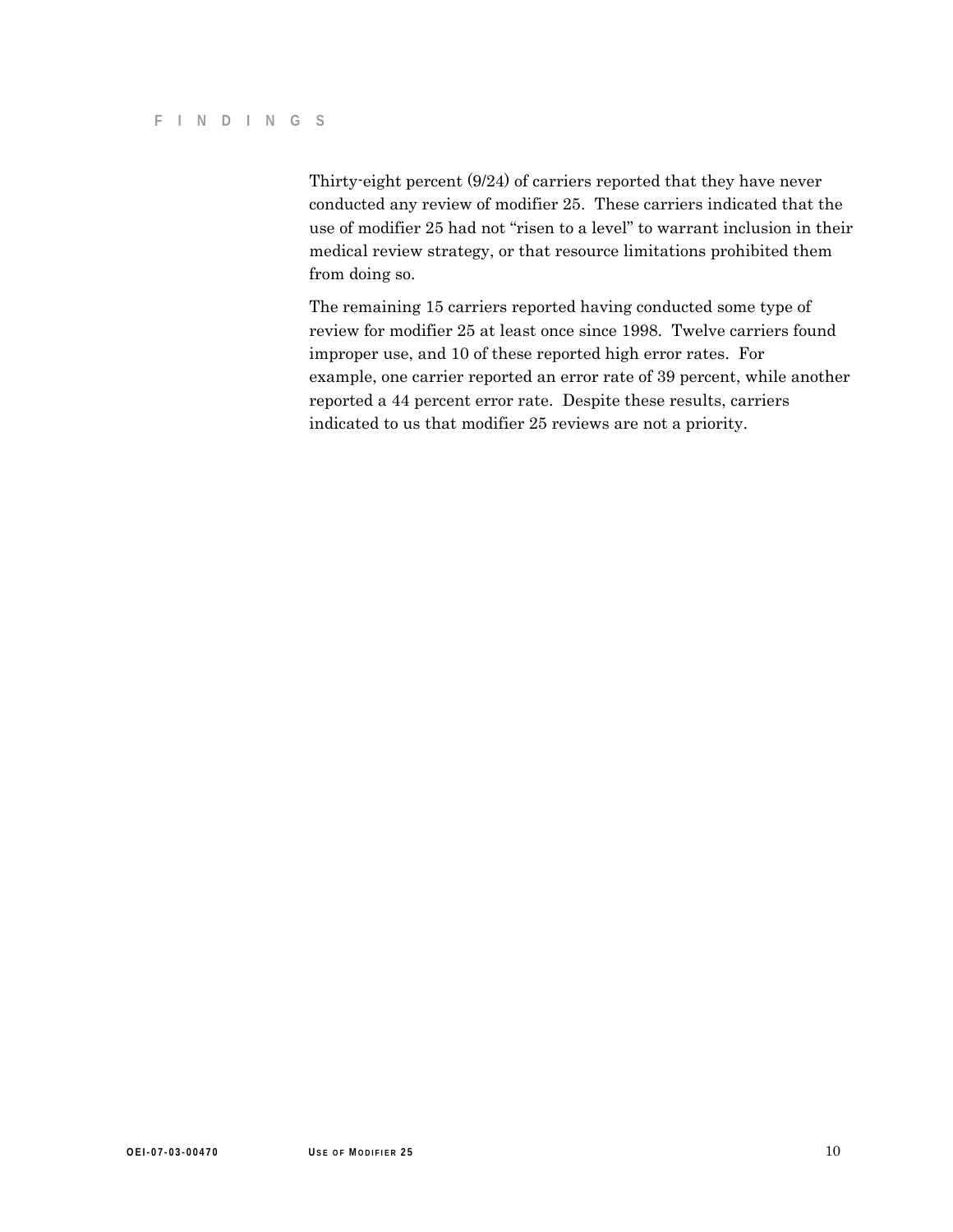Thirty-eight percent (9/24) of carriers reported that they have never conducted any review of modifier 25. These carriers indicated that the use of modifier 25 had not “risen to a level” to warrant inclusion in their medical review strategy, or that resource limitations prohibited them from doing so.

The remaining 15 carriers reported having conducted some type of review for modifier 25 at least once since 1998. Twelve carriers found improper use, and 10 of these reported high error rates. For example, one carrier reported an error rate of 39 percent, while another reported a 44 percent error rate. Despite these results, carriers indicated to us that modifier 25 reviews are not a priority.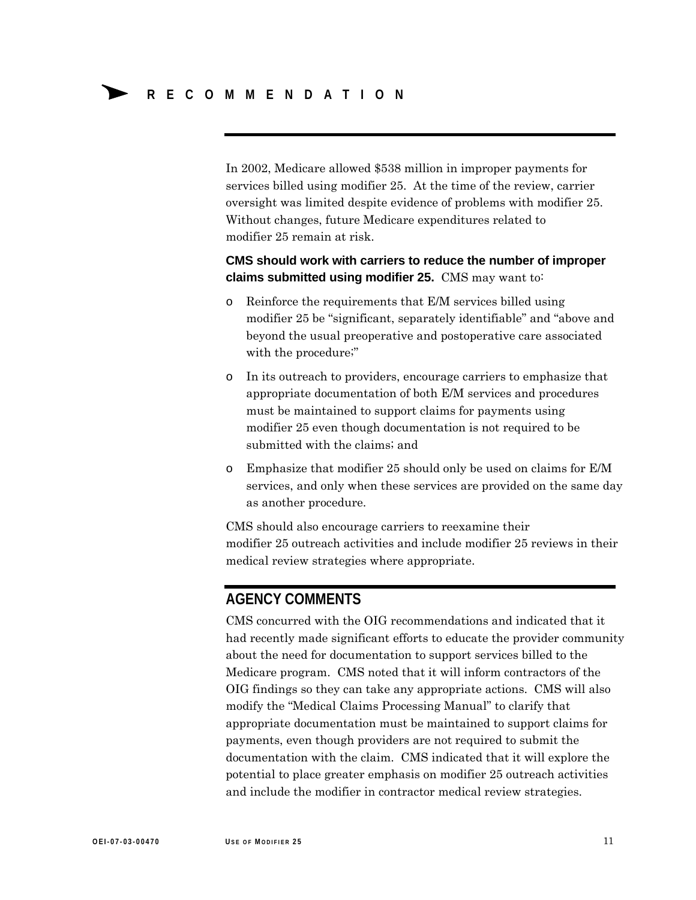# RECOMMENDATION

In 2002, Medicare allowed $538 million in improper payments for services billed using modifier 25. At the time of the review, carrier oversight was limited despite evidence of problems with modifier 25. Without changes, future Medicare expenditures related to modifier 25 remain at risk.

**CMS should work with carriers to reduce the number of improper claims submitted using modifier 25.** CMS may want to:

- Reinforce the requirements that E/M services billed using modifier 25 be "significant, separately identifiable" and "above and beyond the usual preoperative and postoperative care associated with the procedure;"
- In its outreach to providers, encourage carriers to emphasize that appropriate documentation of both E/M services and procedures must be maintained to support claims for payments using modifier 25 even though documentation is not required to be submitted with the claims; and
- Emphasize that modifier 25 should only be used on claims for E/M services, and only when these services are provided on the same day as another procedure.

CMS should also encourage carriers to reexamine their modifier 25 outreach activities and include modifier 25 reviews in their medical review strategies where appropriate.

## AGENCY COMMENTS

CMS concurred with the OIG recommendations and indicated that it had recently made significant efforts to educate the provider community about the need for documentation to support services billed to the Medicare program. CMS noted that it will inform contractors of the OIG findings so they can take any appropriate actions. CMS will also modify the "Medical Claims Processing Manual" to clarify that appropriate documentation must be maintained to support claims for payments, even though providers are not required to submit the documentation with the claim. CMS indicated that it will explore the potential to place greater emphasis on modifier 25 outreach activities and include the modifier in contractor medical review strategies.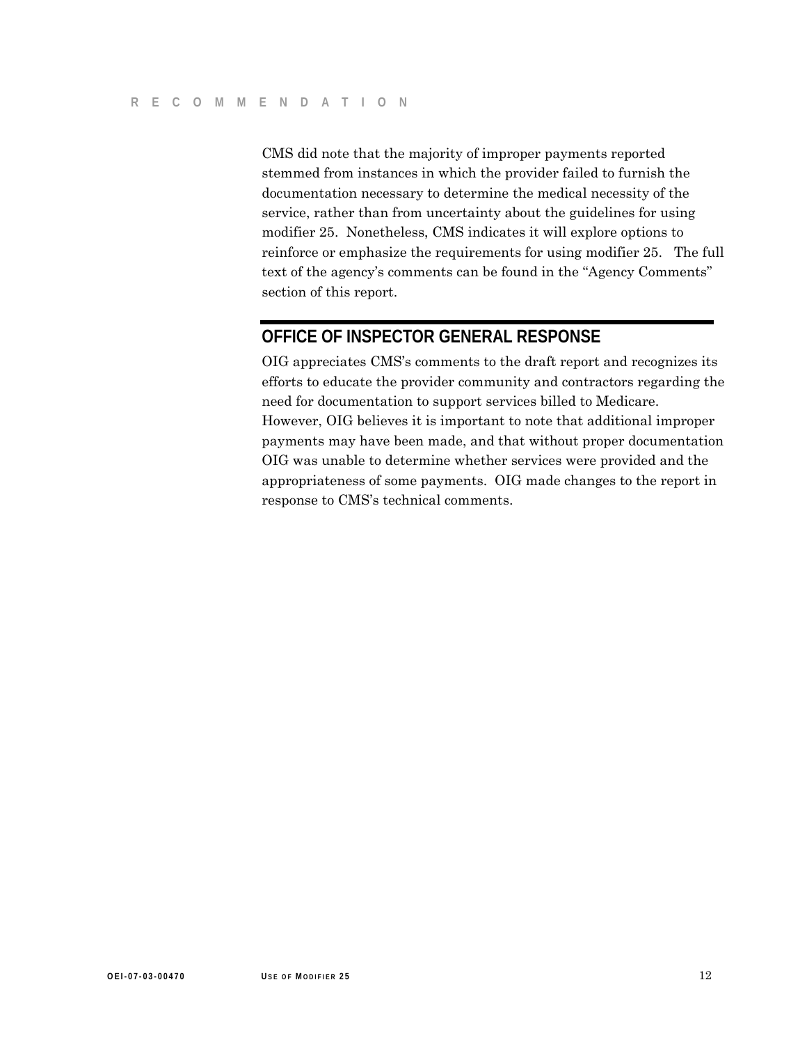CMS did note that the majority of improper payments reported stemmed from instances in which the provider failed to furnish the documentation necessary to determine the medical necessity of the service, rather than from uncertainty about the guidelines for using modifier 25. Nonetheless, CMS indicates it will explore options to reinforce or emphasize the requirements for using modifier 25. The full text of the agency's comments can be found in the "Agency Comments" section of this report.

## OFFICE OF INSPECTOR GENERAL RESPONSE

OIG appreciates CMS's comments to the draft report and recognizes its efforts to educate the provider community and contractors regarding the need for documentation to support services billed to Medicare. However, OIG believes it is important to note that additional improper payments may have been made, and that without proper documentation OIG was unable to determine whether services were provided and the appropriateness of some payments. OIG made changes to the report in response to CMS's technical comments.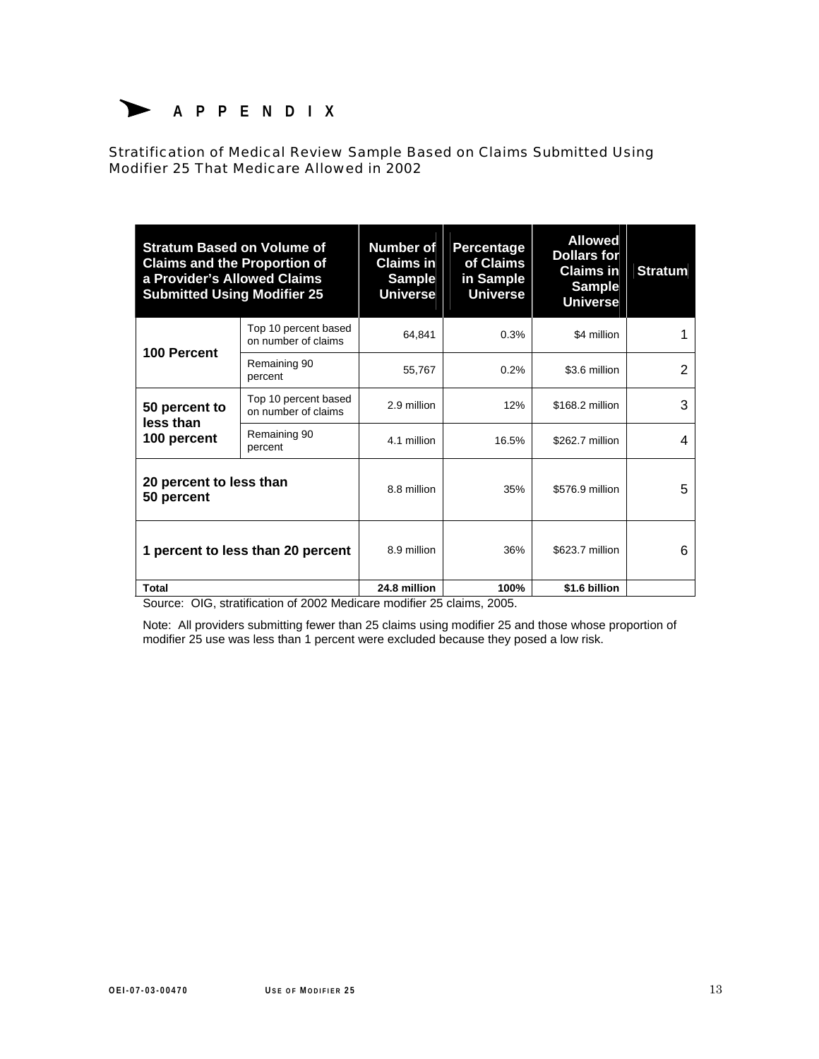# APPENDIX

## Stratification of Medical Review Sample Based on Claims Submitted Using Modifier 25 That Medicare Allowed in 2002

| Stratum Based on Volume of Claims and the Proportion of a Provider's Allowed Claims Submitted Using Modifier 25 | | Number of Claims in Sample Universe | Percentage of Claims in Sample Universe | Allowed Dollars for Claims in Sample Universe | Stratum |
|---|---|---|---|---|---|
| **100 Percent** | Top 10 percent based on number of claims | 64,841 | 0.3% | $4 million | 1 |
| | Remaining 90 percent | 55,767 | 0.2% | $3.6 million | 2 |
| **50 percent to less than 100 percent** | Top 10 percent based on number of claims | 2.9 million | 12% | $168.2 million | 3 |
| | Remaining 90 percent | 4.1 million | 16.5% | $262.7 million | 4 |
| **20 percent to less than 50 percent** | | 8.8 million | 35% | $576.9 million | 5 |
| **1 percent to less than 20 percent** | | 8.9 million | 36% | $623.7 million | 6 |
| **Total** | | **24.8 million** | **100%** | **$1.6 billion** | |

Source: OIG, stratification of 2002 Medicare modifier 25 claims, 2005.

Note: All providers submitting fewer than 25 claims using modifier 25 and those whose proportion of modifier 25 use was less than 1 percent were excluded because they posed a low risk.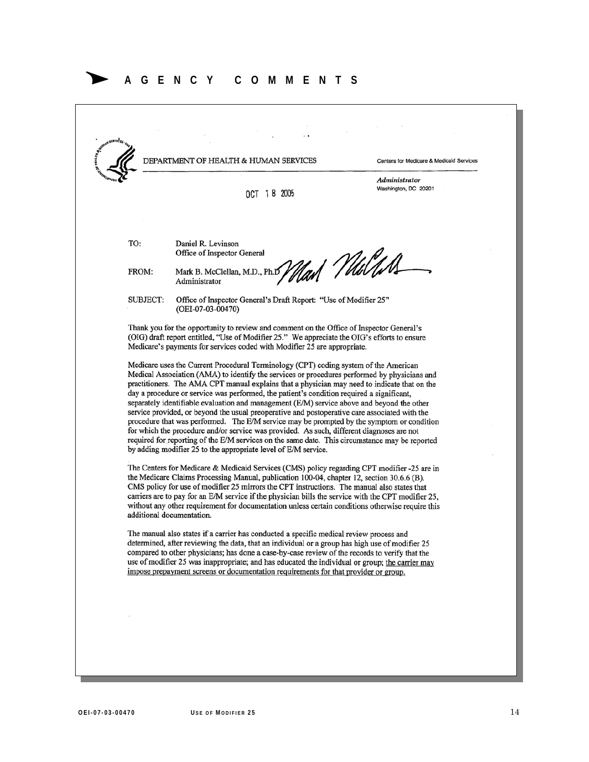# AGENCY COMMENTS

DEPARTMENT OF HEALTH & HUMAN SERVICES

Centers for Medicare & Medicaid Services

*Administrator*
Washington, DC 20201

OCT 18 2005

TO: Daniel R. Levinson
Office of Inspector General

FROM: Mark B. McClellan, M.D., Ph.D.
Administrator

SUBJECT: Office of Inspector General's Draft Report: "Use of Modifier 25" (OEI-07-03-00470)

Thank you for the opportunity to review and comment on the Office of Inspector General's (OIG) draft report entitled, "Use of Modifier 25." We appreciate the OIG's efforts to ensure Medicare's payments for services coded with Modifier 25 are appropriate.

Medicare uses the Current Procedural Terminology (CPT) coding system of the American Medical Association (AMA) to identify the services or procedures performed by physicians and practitioners. The AMA CPT manual explains that a physician may need to indicate that on the day a procedure or service was performed, the patient's condition required a significant, separately identifiable evaluation and management (E/M) service above and beyond the other service provided, or beyond the usual preoperative and postoperative care associated with the procedure that was performed. The E/M service may be prompted by the symptom or condition for which the procedure and/or service was provided. As such, different diagnoses are not required for reporting of the E/M services on the same date. This circumstance may be reported by adding modifier 25 to the appropriate level of E/M service.

The Centers for Medicare & Medicaid Services (CMS) policy regarding CPT modifier -25 are in the Medicare Claims Processing Manual, publication 100-04, chapter 12, section 30.6.6 (B). CMS policy for use of modifier 25 mirrors the CPT instructions. The manual also states that carriers are to pay for an E/M service if the physician bills the service with the CPT modifier 25, without any other requirement for documentation unless certain conditions otherwise require this additional documentation.

The manual also states if a carrier has conducted a specific medical review process and determined, after reviewing the data, that an individual or a group has high use of modifier 25 compared to other physicians; has done a case-by-case review of the records to verify that the use of modifier 25 was inappropriate; and has educated the individual or group; <u>the carrier may impose prepayment screens or documentation requirements for that provider or group.</u>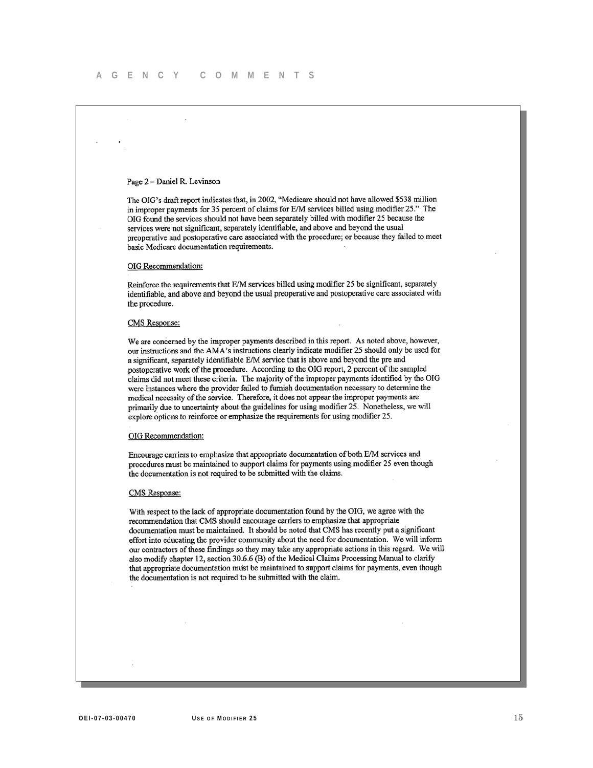Page 2 – Daniel R. Levinson

The OIG's draft report indicates that, in 2002, "Medicare should not have allowed $538 million in improper payments for 35 percent of claims for E/M services billed using modifier 25." The OIG found the services should not have been separately billed with modifier 25 because the services were not significant, separately identifiable, and above and beyond the usual preoperative and postoperative care associated with the procedure; or because they failed to meet basic Medicare documentation requirements.

OIG Recommendation:

Reinforce the requirements that E/M services billed using modifier 25 be significant, separately identifiable, and above and beyond the usual preoperative and postoperative care associated with the procedure.

CMS Response:

We are concerned by the improper payments described in this report. As noted above, however, our instructions and the AMA's instructions clearly indicate modifier 25 should only be used for a significant, separately identifiable E/M service that is above and beyond the pre and postoperative work of the procedure. According to the OIG report, 2 percent of the sampled claims did not meet these criteria. The majority of the improper payments identified by the OIG were instances where the provider failed to furnish documentation necessary to determine the medical necessity of the service. Therefore, it does not appear the improper payments are primarily due to uncertainty about the guidelines for using modifier 25. Nonetheless, we will explore options to reinforce or emphasize the requirements for using modifier 25.

OIG Recommendation:

Encourage carriers to emphasize that appropriate documentation of both E/M services and procedures must be maintained to support claims for payments using modifier 25 even though the documentation is not required to be submitted with the claims.

CMS Response:

With respect to the lack of appropriate documentation found by the OIG, we agree with the recommendation that CMS should encourage carriers to emphasize that appropriate documentation must be maintained. It should be noted that CMS has recently put a significant effort into educating the provider community about the need for documentation. We will inform our contractors of these findings so they may take any appropriate actions in this regard. We will also modify chapter 12, section 30.6.6 (B) of the Medical Claims Processing Manual to clarify that appropriate documentation must be maintained to support claims for payments, even though the documentation is not required to be submitted with the claim.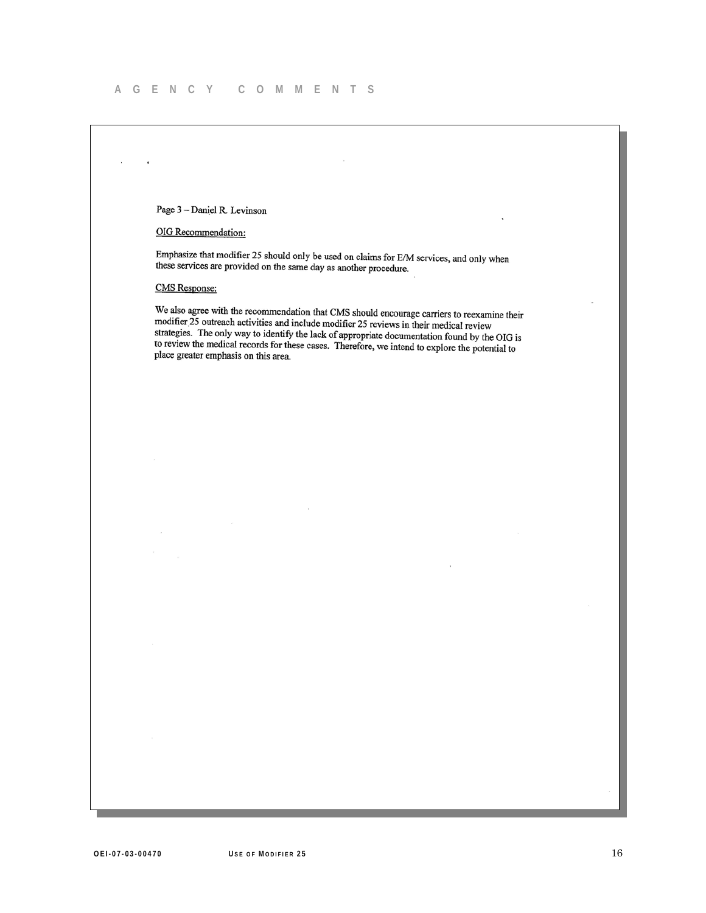Page 3 – Daniel R. Levinson

OIG Recommendation:

Emphasize that modifier 25 should only be used on claims for E/M services, and only when these services are provided on the same day as another procedure.

CMS Response:

We also agree with the recommendation that CMS should encourage carriers to reexamine their modifier 25 outreach activities and include modifier 25 reviews in their medical review strategies. The only way to identify the lack of appropriate documentation found by the OIG is to review the medical records for these cases. Therefore, we intend to explore the potential to place greater emphasis on this area.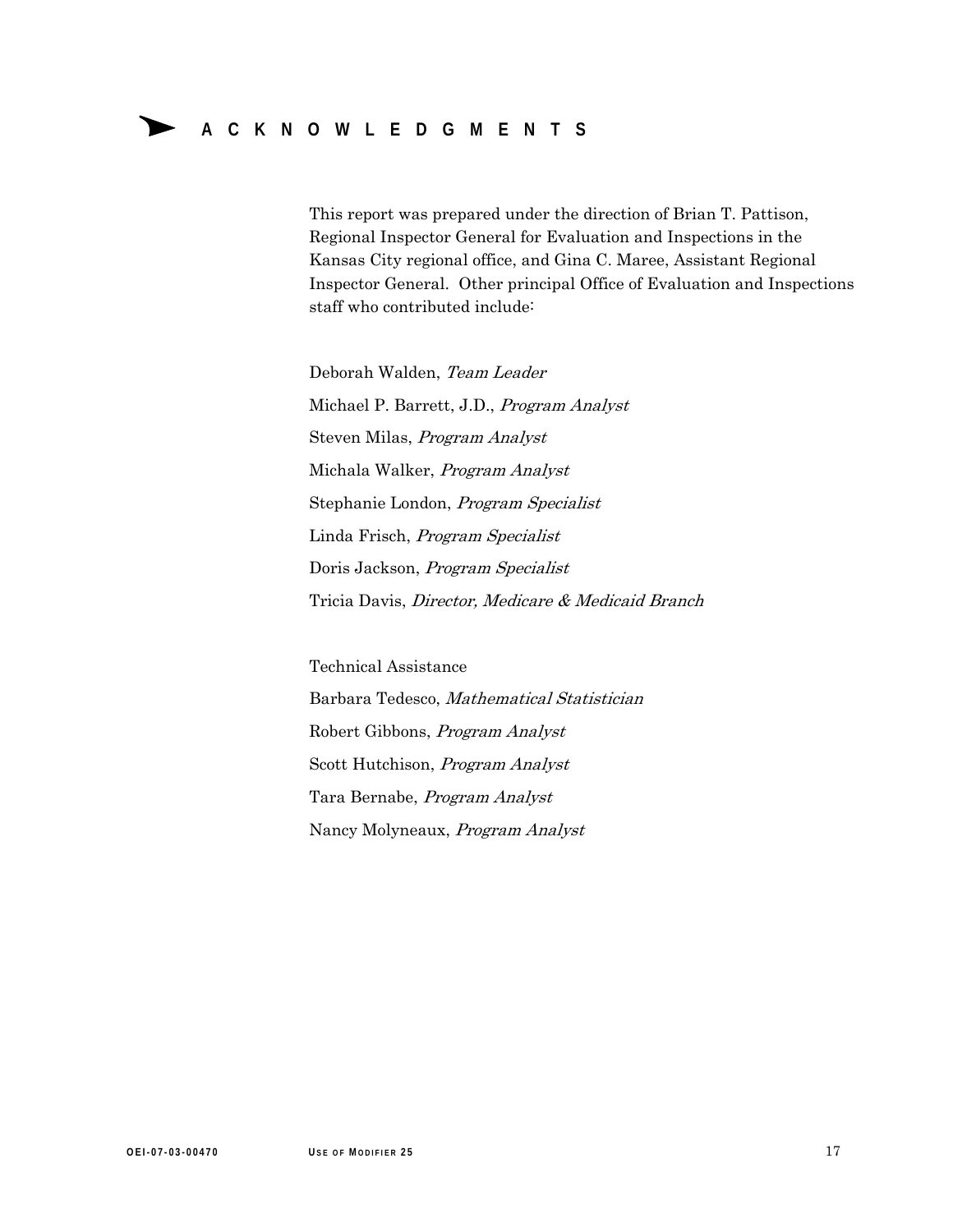# ACKNOWLEDGMENTS

This report was prepared under the direction of Brian T. Pattison, Regional Inspector General for Evaluation and Inspections in the Kansas City regional office, and Gina C. Maree, Assistant Regional Inspector General. Other principal Office of Evaluation and Inspections staff who contributed include:

Deborah Walden, *Team Leader*

Michael P. Barrett, J.D., *Program Analyst*

Steven Milas, *Program Analyst*

Michala Walker, *Program Analyst*

Stephanie London, *Program Specialist*

Linda Frisch, *Program Specialist*

Doris Jackson, *Program Specialist*

Tricia Davis, *Director, Medicare & Medicaid Branch*

Technical Assistance

Barbara Tedesco, *Mathematical Statistician*

Robert Gibbons, *Program Analyst*

Scott Hutchison, *Program Analyst*

Tara Bernabe, *Program Analyst*

Nancy Molyneaux, *Program Analyst*